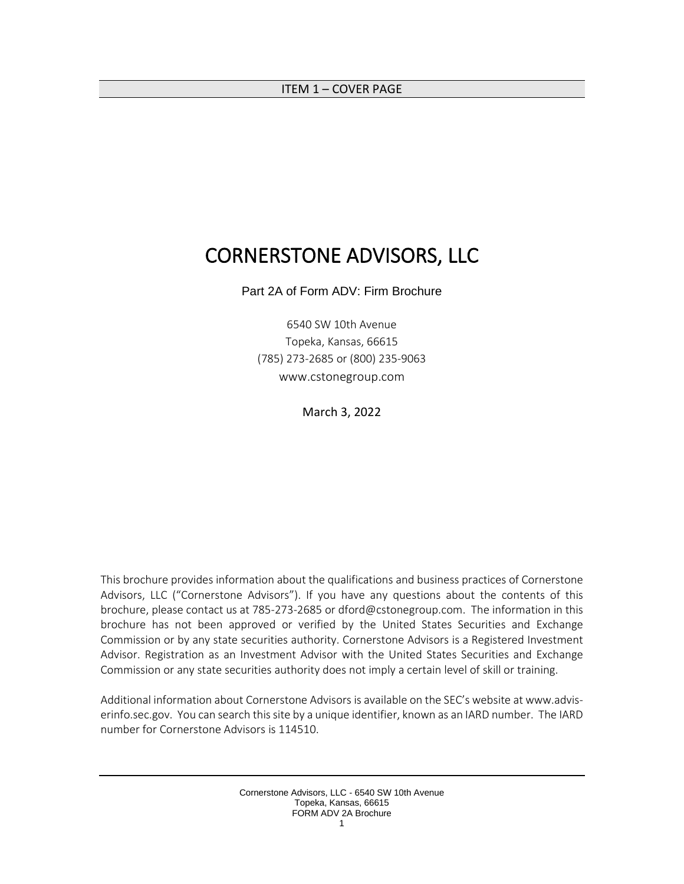## ITEM 1 – COVER PAGE

# CORNERSTONE ADVISORS, LLC

Part 2A of Form ADV: Firm Brochure

6540 SW 10th Avenue
Topeka, Kansas, 66615
(785) 273-2685 or (800) 235-9063
www.cstonegroup.com

March 3, 2022

This brochure provides information about the qualifications and business practices of Cornerstone Advisors, LLC ("Cornerstone Advisors"). If you have any questions about the contents of this brochure, please contact us at 785-273-2685 or dford@cstonegroup.com. The information in this brochure has not been approved or verified by the United States Securities and Exchange Commission or by any state securities authority. Cornerstone Advisors is a Registered Investment Advisor. Registration as an Investment Advisor with the United States Securities and Exchange Commission or any state securities authority does not imply a certain level of skill or training.

Additional information about Cornerstone Advisors is available on the SEC's website at www.adviserinfo.sec.gov. You can search this site by a unique identifier, known as an IARD number. The IARD number for Cornerstone Advisors is 114510.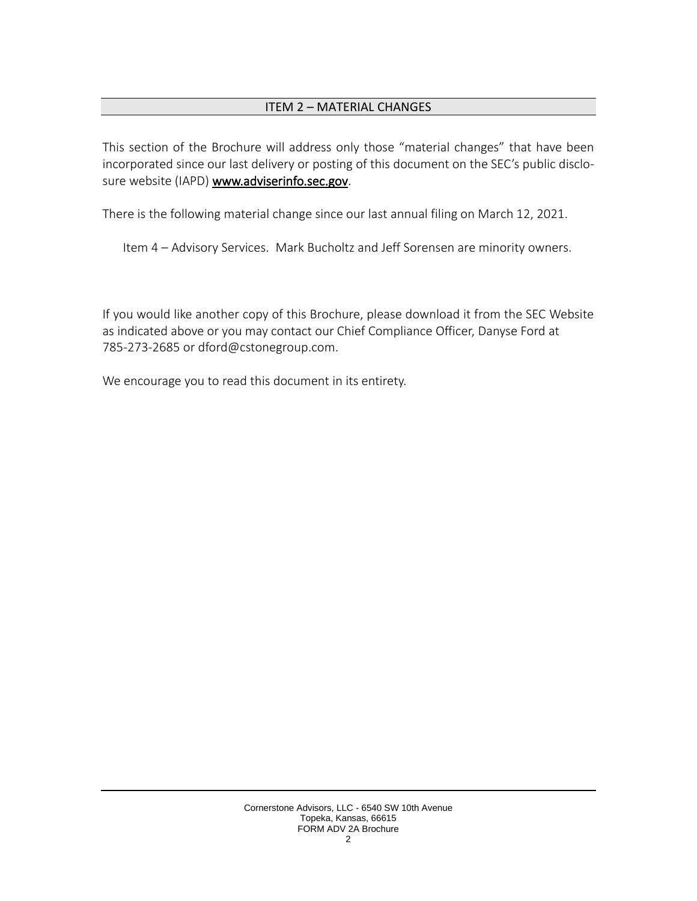## ITEM 2 – MATERIAL CHANGES

This section of the Brochure will address only those "material changes" that have been incorporated since our last delivery or posting of this document on the SEC's public disclosure website (IAPD) **www.adviserinfo.sec.gov**.

There is the following material change since our last annual filing on March 12, 2021.

Item 4 – Advisory Services. Mark Bucholtz and Jeff Sorensen are minority owners.

If you would like another copy of this Brochure, please download it from the SEC Website as indicated above or you may contact our Chief Compliance Officer, Danyse Ford at 785-273-2685 or dford@cstonegroup.com.

We encourage you to read this document in its entirety.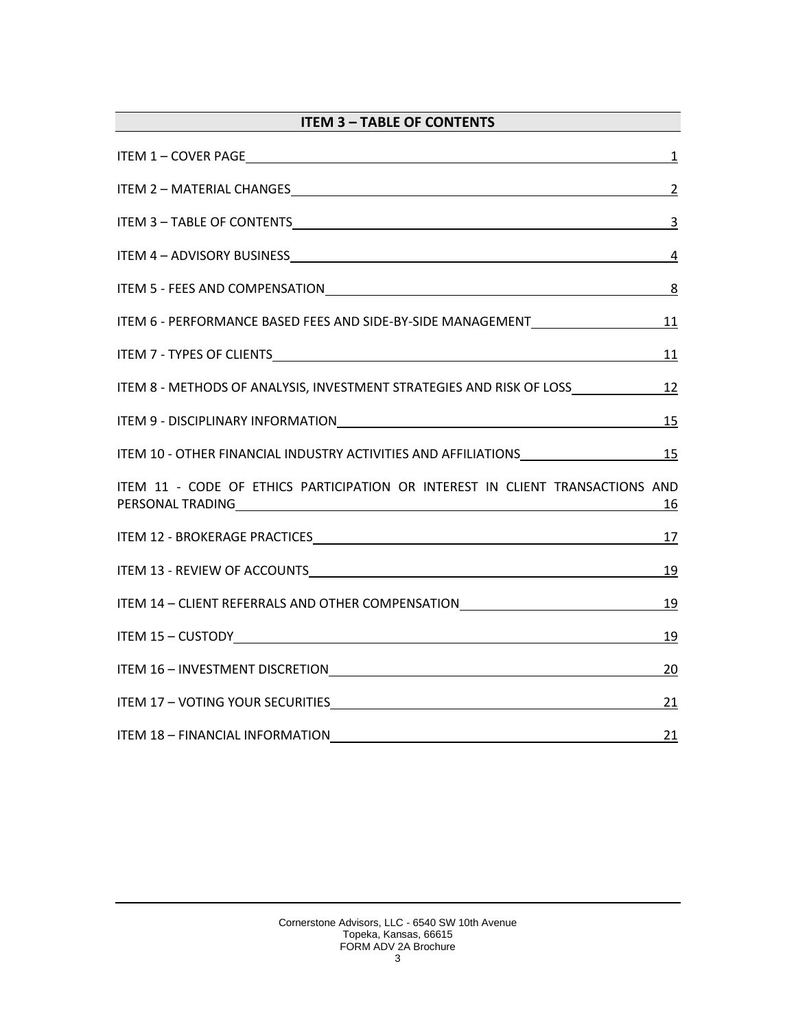## ITEM 3 – TABLE OF CONTENTS

| Section | Page |
|---|---|
| ITEM 1 – COVER PAGE | 1 |
| ITEM 2 – MATERIAL CHANGES | 2 |
| ITEM 3 – TABLE OF CONTENTS | 3 |
| ITEM 4 – ADVISORY BUSINESS | 4 |
| ITEM 5 - FEES AND COMPENSATION | 8 |
| ITEM 6 - PERFORMANCE BASED FEES AND SIDE-BY-SIDE MANAGEMENT | 11 |
| ITEM 7 - TYPES OF CLIENTS | 11 |
| ITEM 8 - METHODS OF ANALYSIS, INVESTMENT STRATEGIES AND RISK OF LOSS | 12 |
| ITEM 9 - DISCIPLINARY INFORMATION | 15 |
| ITEM 10 - OTHER FINANCIAL INDUSTRY ACTIVITIES AND AFFILIATIONS | 15 |
| ITEM 11 - CODE OF ETHICS PARTICIPATION OR INTEREST IN CLIENT TRANSACTIONS AND PERSONAL TRADING | 16 |
| ITEM 12 - BROKERAGE PRACTICES | 17 |
| ITEM 13 - REVIEW OF ACCOUNTS | 19 |
| ITEM 14 – CLIENT REFERRALS AND OTHER COMPENSATION | 19 |
| ITEM 15 – CUSTODY | 19 |
| ITEM 16 – INVESTMENT DISCRETION | 20 |
| ITEM 17 – VOTING YOUR SECURITIES | 21 |
| ITEM 18 – FINANCIAL INFORMATION | 21 |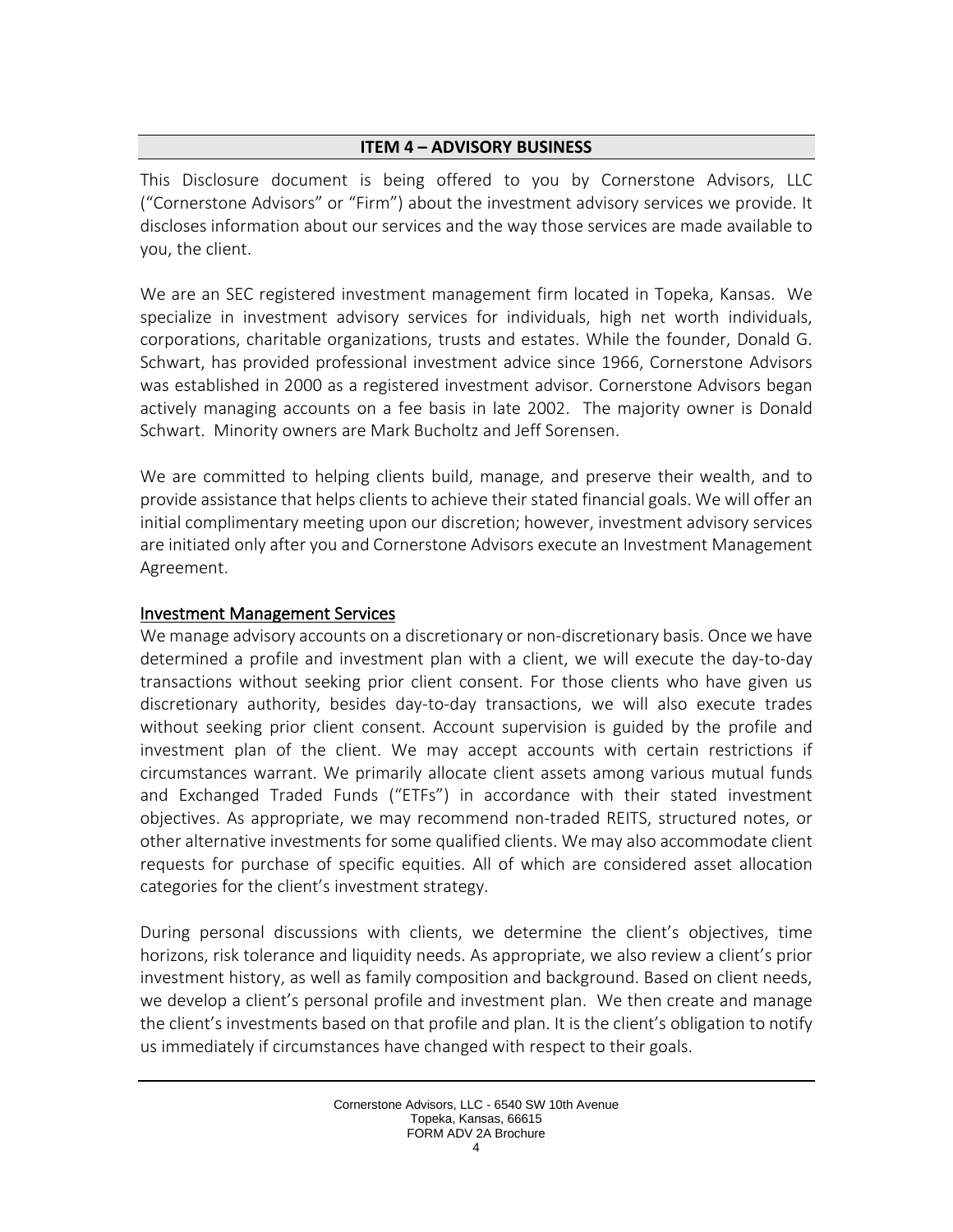## ITEM 4 – ADVISORY BUSINESS

This Disclosure document is being offered to you by Cornerstone Advisors, LLC ("Cornerstone Advisors" or "Firm") about the investment advisory services we provide. It discloses information about our services and the way those services are made available to you, the client.

We are an SEC registered investment management firm located in Topeka, Kansas. We specialize in investment advisory services for individuals, high net worth individuals, corporations, charitable organizations, trusts and estates. While the founder, Donald G. Schwart, has provided professional investment advice since 1966, Cornerstone Advisors was established in 2000 as a registered investment advisor. Cornerstone Advisors began actively managing accounts on a fee basis in late 2002. The majority owner is Donald Schwart. Minority owners are Mark Bucholtz and Jeff Sorensen.

We are committed to helping clients build, manage, and preserve their wealth, and to provide assistance that helps clients to achieve their stated financial goals. We will offer an initial complimentary meeting upon our discretion; however, investment advisory services are initiated only after you and Cornerstone Advisors execute an Investment Management Agreement.

### Investment Management Services

We manage advisory accounts on a discretionary or non-discretionary basis. Once we have determined a profile and investment plan with a client, we will execute the day-to-day transactions without seeking prior client consent. For those clients who have given us discretionary authority, besides day-to-day transactions, we will also execute trades without seeking prior client consent. Account supervision is guided by the profile and investment plan of the client. We may accept accounts with certain restrictions if circumstances warrant. We primarily allocate client assets among various mutual funds and Exchanged Traded Funds ("ETFs") in accordance with their stated investment objectives. As appropriate, we may recommend non-traded REITS, structured notes, or other alternative investments for some qualified clients. We may also accommodate client requests for purchase of specific equities. All of which are considered asset allocation categories for the client's investment strategy.

During personal discussions with clients, we determine the client's objectives, time horizons, risk tolerance and liquidity needs. As appropriate, we also review a client's prior investment history, as well as family composition and background. Based on client needs, we develop a client's personal profile and investment plan. We then create and manage the client's investments based on that profile and plan. It is the client's obligation to notify us immediately if circumstances have changed with respect to their goals.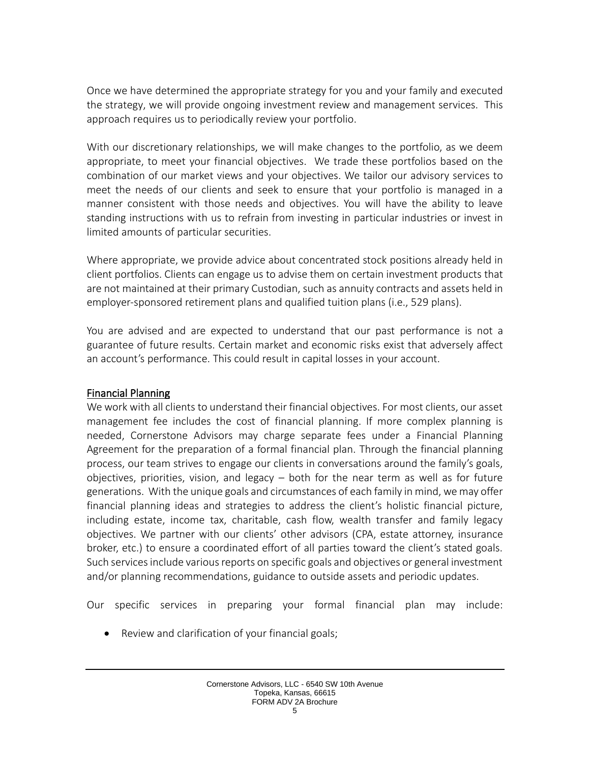Once we have determined the appropriate strategy for you and your family and executed the strategy, we will provide ongoing investment review and management services. This approach requires us to periodically review your portfolio.

With our discretionary relationships, we will make changes to the portfolio, as we deem appropriate, to meet your financial objectives. We trade these portfolios based on the combination of our market views and your objectives. We tailor our advisory services to meet the needs of our clients and seek to ensure that your portfolio is managed in a manner consistent with those needs and objectives. You will have the ability to leave standing instructions with us to refrain from investing in particular industries or invest in limited amounts of particular securities.

Where appropriate, we provide advice about concentrated stock positions already held in client portfolios. Clients can engage us to advise them on certain investment products that are not maintained at their primary Custodian, such as annuity contracts and assets held in employer-sponsored retirement plans and qualified tuition plans (i.e., 529 plans).

You are advised and are expected to understand that our past performance is not a guarantee of future results. Certain market and economic risks exist that adversely affect an account's performance. This could result in capital losses in your account.

## Financial Planning

We work with all clients to understand their financial objectives. For most clients, our asset management fee includes the cost of financial planning. If more complex planning is needed, Cornerstone Advisors may charge separate fees under a Financial Planning Agreement for the preparation of a formal financial plan. Through the financial planning process, our team strives to engage our clients in conversations around the family's goals, objectives, priorities, vision, and legacy – both for the near term as well as for future generations. With the unique goals and circumstances of each family in mind, we may offer financial planning ideas and strategies to address the client's holistic financial picture, including estate, income tax, charitable, cash flow, wealth transfer and family legacy objectives. We partner with our clients' other advisors (CPA, estate attorney, insurance broker, etc.) to ensure a coordinated effort of all parties toward the client's stated goals. Such services include various reports on specific goals and objectives or general investment and/or planning recommendations, guidance to outside assets and periodic updates.

Our specific services in preparing your formal financial plan may include:

- Review and clarification of your financial goals;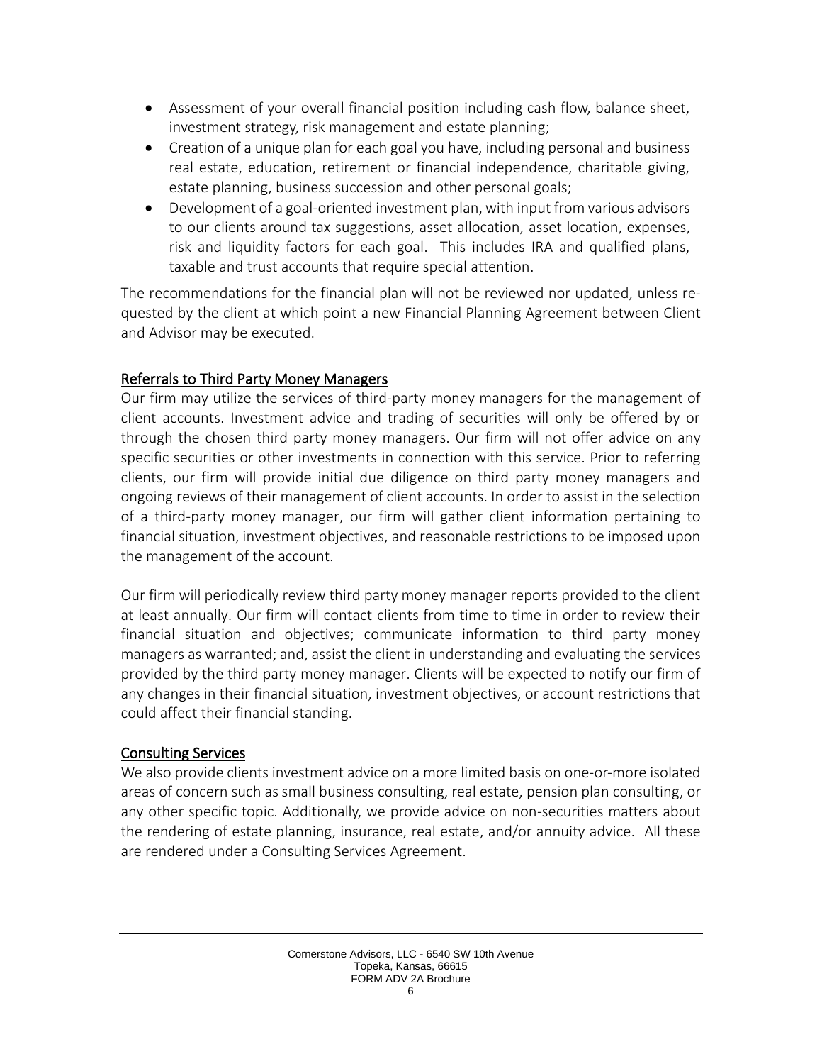- Assessment of your overall financial position including cash flow, balance sheet, investment strategy, risk management and estate planning;
- Creation of a unique plan for each goal you have, including personal and business real estate, education, retirement or financial independence, charitable giving, estate planning, business succession and other personal goals;
- Development of a goal-oriented investment plan, with input from various advisors to our clients around tax suggestions, asset allocation, asset location, expenses, risk and liquidity factors for each goal. This includes IRA and qualified plans, taxable and trust accounts that require special attention.

The recommendations for the financial plan will not be reviewed nor updated, unless requested by the client at which point a new Financial Planning Agreement between Client and Advisor may be executed.

<u>Referrals to Third Party Money Managers</u>

Our firm may utilize the services of third-party money managers for the management of client accounts. Investment advice and trading of securities will only be offered by or through the chosen third party money managers. Our firm will not offer advice on any specific securities or other investments in connection with this service. Prior to referring clients, our firm will provide initial due diligence on third party money managers and ongoing reviews of their management of client accounts. In order to assist in the selection of a third-party money manager, our firm will gather client information pertaining to financial situation, investment objectives, and reasonable restrictions to be imposed upon the management of the account.

Our firm will periodically review third party money manager reports provided to the client at least annually. Our firm will contact clients from time to time in order to review their financial situation and objectives; communicate information to third party money managers as warranted; and, assist the client in understanding and evaluating the services provided by the third party money manager. Clients will be expected to notify our firm of any changes in their financial situation, investment objectives, or account restrictions that could affect their financial standing.

<u>Consulting Services</u>

We also provide clients investment advice on a more limited basis on one-or-more isolated areas of concern such as small business consulting, real estate, pension plan consulting, or any other specific topic. Additionally, we provide advice on non-securities matters about the rendering of estate planning, insurance, real estate, and/or annuity advice. All these are rendered under a Consulting Services Agreement.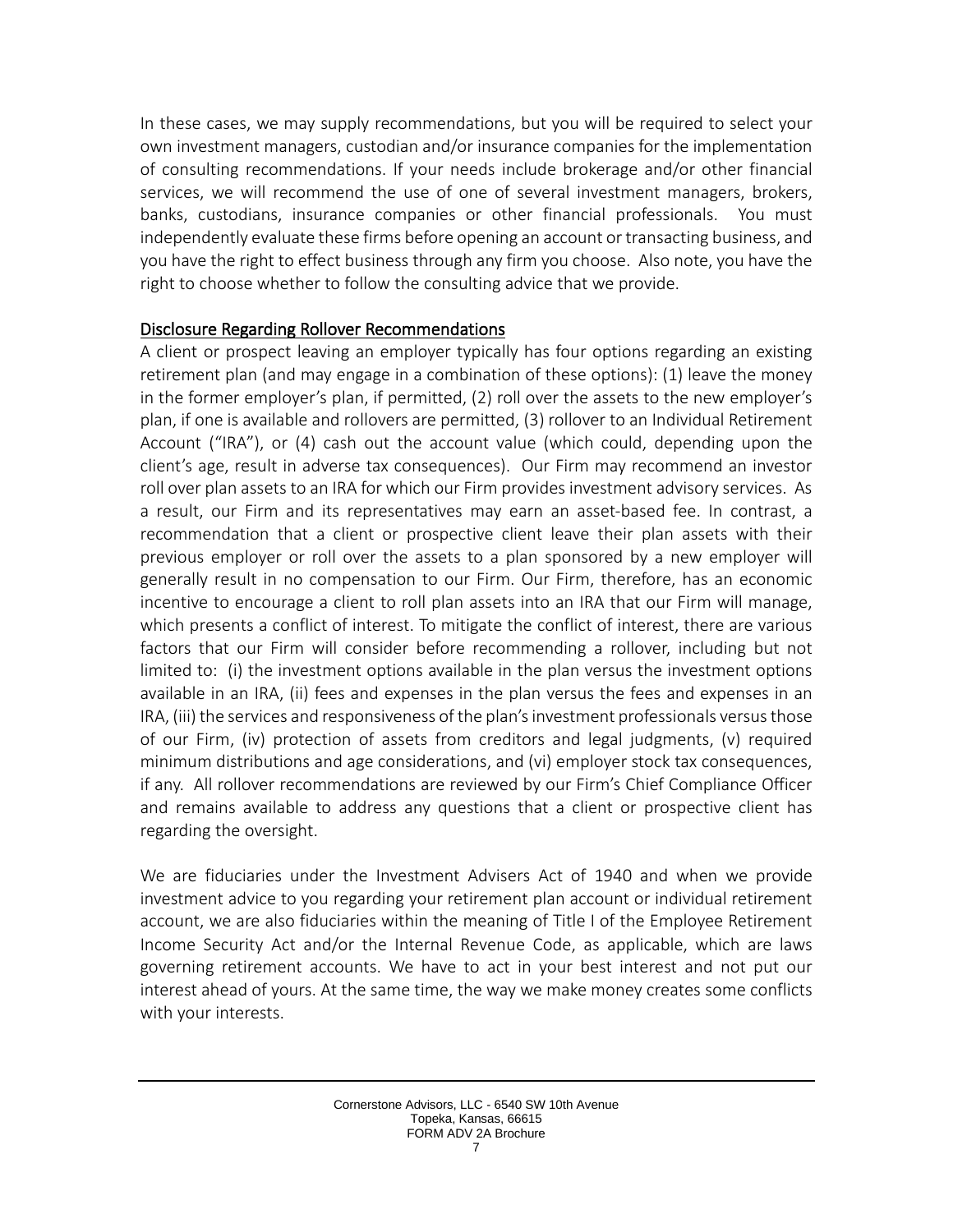In these cases, we may supply recommendations, but you will be required to select your own investment managers, custodian and/or insurance companies for the implementation of consulting recommendations. If your needs include brokerage and/or other financial services, we will recommend the use of one of several investment managers, brokers, banks, custodians, insurance companies or other financial professionals. You must independently evaluate these firms before opening an account or transacting business, and you have the right to effect business through any firm you choose. Also note, you have the right to choose whether to follow the consulting advice that we provide.

### Disclosure Regarding Rollover Recommendations

A client or prospect leaving an employer typically has four options regarding an existing retirement plan (and may engage in a combination of these options): (1) leave the money in the former employer's plan, if permitted, (2) roll over the assets to the new employer's plan, if one is available and rollovers are permitted, (3) rollover to an Individual Retirement Account ("IRA"), or (4) cash out the account value (which could, depending upon the client's age, result in adverse tax consequences). Our Firm may recommend an investor roll over plan assets to an IRA for which our Firm provides investment advisory services. As a result, our Firm and its representatives may earn an asset-based fee. In contrast, a recommendation that a client or prospective client leave their plan assets with their previous employer or roll over the assets to a plan sponsored by a new employer will generally result in no compensation to our Firm. Our Firm, therefore, has an economic incentive to encourage a client to roll plan assets into an IRA that our Firm will manage, which presents a conflict of interest. To mitigate the conflict of interest, there are various factors that our Firm will consider before recommending a rollover, including but not limited to: (i) the investment options available in the plan versus the investment options available in an IRA, (ii) fees and expenses in the plan versus the fees and expenses in an IRA, (iii) the services and responsiveness of the plan's investment professionals versus those of our Firm, (iv) protection of assets from creditors and legal judgments, (v) required minimum distributions and age considerations, and (vi) employer stock tax consequences, if any. All rollover recommendations are reviewed by our Firm's Chief Compliance Officer and remains available to address any questions that a client or prospective client has regarding the oversight.

We are fiduciaries under the Investment Advisers Act of 1940 and when we provide investment advice to you regarding your retirement plan account or individual retirement account, we are also fiduciaries within the meaning of Title I of the Employee Retirement Income Security Act and/or the Internal Revenue Code, as applicable, which are laws governing retirement accounts. We have to act in your best interest and not put our interest ahead of yours. At the same time, the way we make money creates some conflicts with your interests.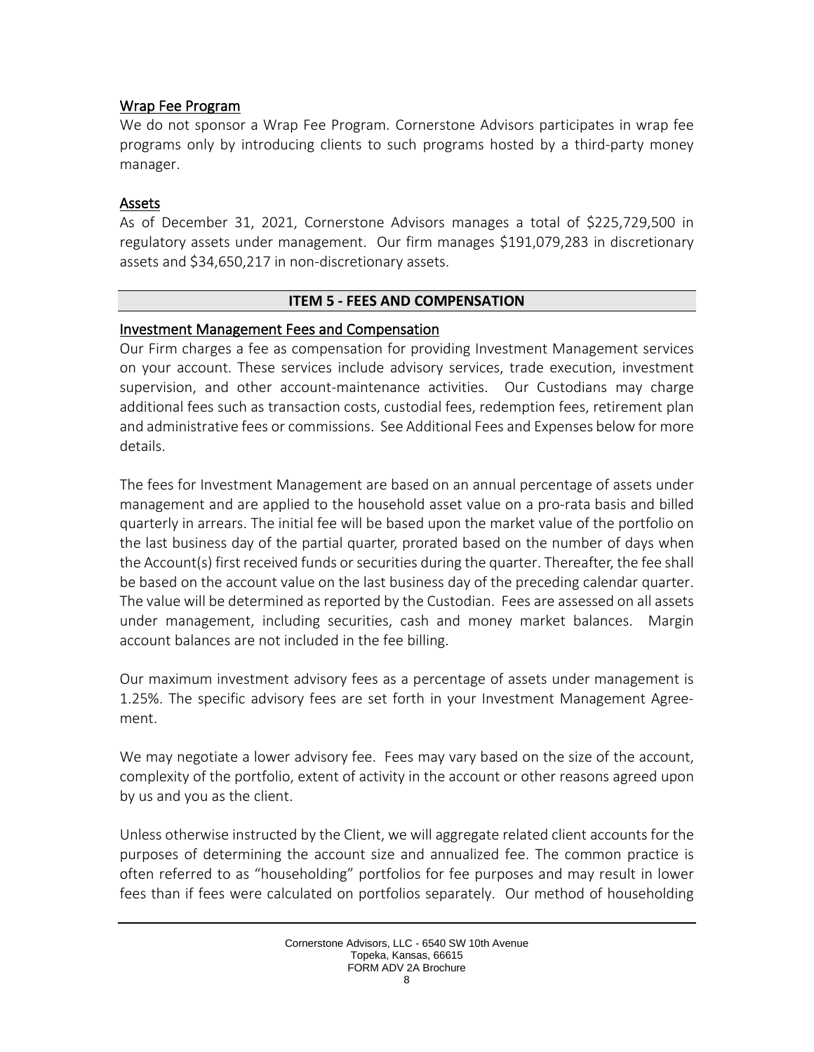### Wrap Fee Program

We do not sponsor a Wrap Fee Program. Cornerstone Advisors participates in wrap fee programs only by introducing clients to such programs hosted by a third-party money manager.

### Assets

As of December 31, 2021, Cornerstone Advisors manages a total of $225,729,500 in regulatory assets under management. Our firm manages $191,079,283 in discretionary assets and $34,650,217 in non-discretionary assets.

## ITEM 5 - FEES AND COMPENSATION

### Investment Management Fees and Compensation

Our Firm charges a fee as compensation for providing Investment Management services on your account. These services include advisory services, trade execution, investment supervision, and other account-maintenance activities. Our Custodians may charge additional fees such as transaction costs, custodial fees, redemption fees, retirement plan and administrative fees or commissions. See Additional Fees and Expenses below for more details.

The fees for Investment Management are based on an annual percentage of assets under management and are applied to the household asset value on a pro-rata basis and billed quarterly in arrears. The initial fee will be based upon the market value of the portfolio on the last business day of the partial quarter, prorated based on the number of days when the Account(s) first received funds or securities during the quarter. Thereafter, the fee shall be based on the account value on the last business day of the preceding calendar quarter. The value will be determined as reported by the Custodian. Fees are assessed on all assets under management, including securities, cash and money market balances. Margin account balances are not included in the fee billing.

Our maximum investment advisory fees as a percentage of assets under management is 1.25%. The specific advisory fees are set forth in your Investment Management Agreement.

We may negotiate a lower advisory fee. Fees may vary based on the size of the account, complexity of the portfolio, extent of activity in the account or other reasons agreed upon by us and you as the client.

Unless otherwise instructed by the Client, we will aggregate related client accounts for the purposes of determining the account size and annualized fee. The common practice is often referred to as "householding" portfolios for fee purposes and may result in lower fees than if fees were calculated on portfolios separately. Our method of householding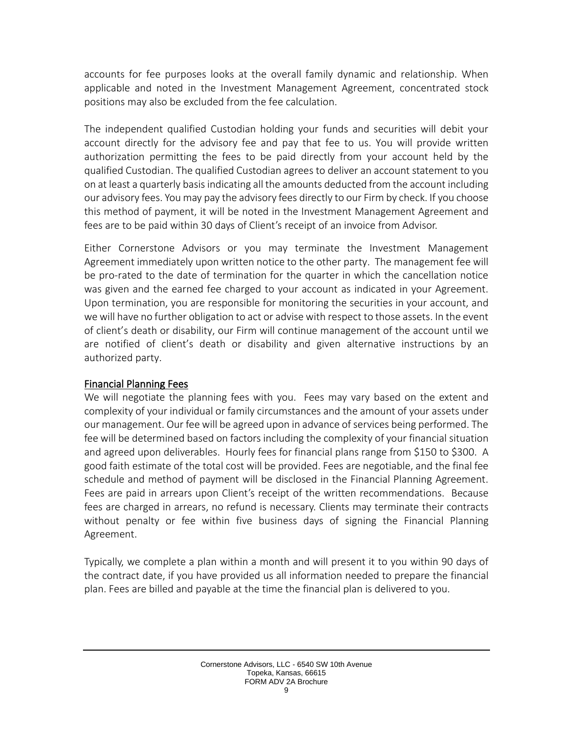accounts for fee purposes looks at the overall family dynamic and relationship. When applicable and noted in the Investment Management Agreement, concentrated stock positions may also be excluded from the fee calculation.

The independent qualified Custodian holding your funds and securities will debit your account directly for the advisory fee and pay that fee to us. You will provide written authorization permitting the fees to be paid directly from your account held by the qualified Custodian. The qualified Custodian agrees to deliver an account statement to you on at least a quarterly basis indicating all the amounts deducted from the account including our advisory fees. You may pay the advisory fees directly to our Firm by check. If you choose this method of payment, it will be noted in the Investment Management Agreement and fees are to be paid within 30 days of Client's receipt of an invoice from Advisor.

Either Cornerstone Advisors or you may terminate the Investment Management Agreement immediately upon written notice to the other party. The management fee will be pro-rated to the date of termination for the quarter in which the cancellation notice was given and the earned fee charged to your account as indicated in your Agreement. Upon termination, you are responsible for monitoring the securities in your account, and we will have no further obligation to act or advise with respect to those assets. In the event of client's death or disability, our Firm will continue management of the account until we are notified of client's death or disability and given alternative instructions by an authorized party.

### Financial Planning Fees

We will negotiate the planning fees with you. Fees may vary based on the extent and complexity of your individual or family circumstances and the amount of your assets under our management. Our fee will be agreed upon in advance of services being performed. The fee will be determined based on factors including the complexity of your financial situation and agreed upon deliverables. Hourly fees for financial plans range from $150 to $300. A good faith estimate of the total cost will be provided. Fees are negotiable, and the final fee schedule and method of payment will be disclosed in the Financial Planning Agreement. Fees are paid in arrears upon Client's receipt of the written recommendations. Because fees are charged in arrears, no refund is necessary. Clients may terminate their contracts without penalty or fee within five business days of signing the Financial Planning Agreement.

Typically, we complete a plan within a month and will present it to you within 90 days of the contract date, if you have provided us all information needed to prepare the financial plan. Fees are billed and payable at the time the financial plan is delivered to you.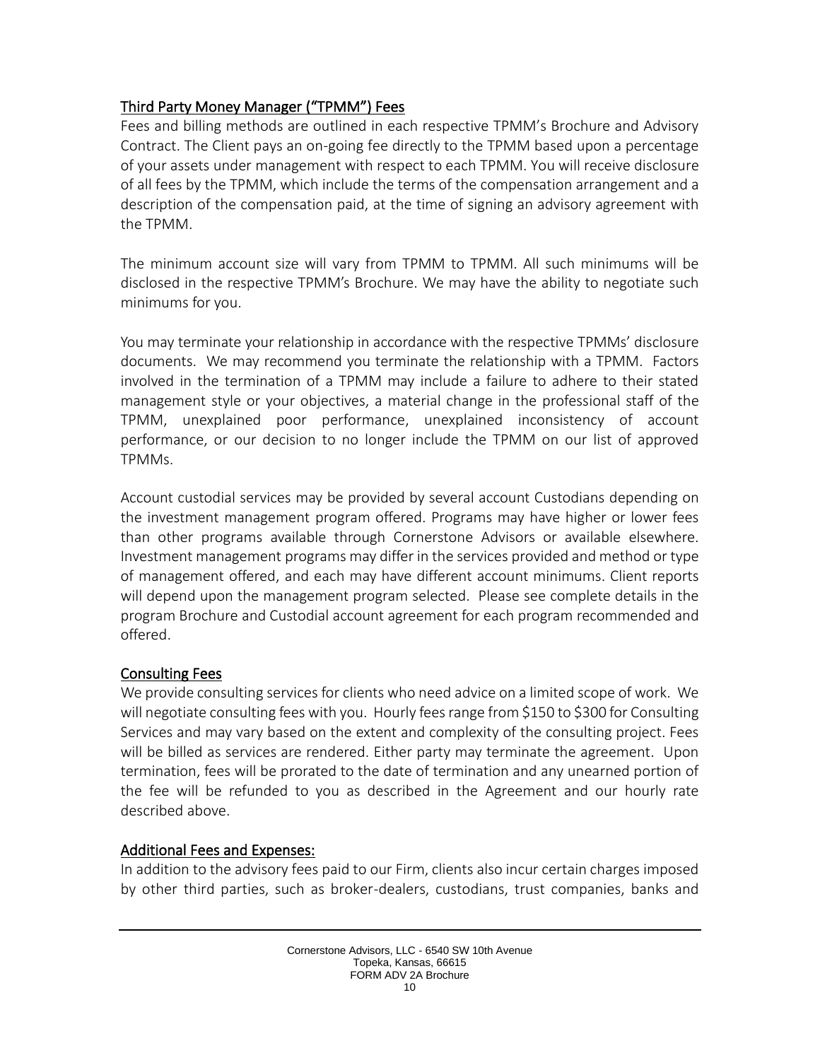### Third Party Money Manager ("TPMM") Fees

Fees and billing methods are outlined in each respective TPMM's Brochure and Advisory Contract. The Client pays an on-going fee directly to the TPMM based upon a percentage of your assets under management with respect to each TPMM. You will receive disclosure of all fees by the TPMM, which include the terms of the compensation arrangement and a description of the compensation paid, at the time of signing an advisory agreement with the TPMM.

The minimum account size will vary from TPMM to TPMM. All such minimums will be disclosed in the respective TPMM's Brochure. We may have the ability to negotiate such minimums for you.

You may terminate your relationship in accordance with the respective TPMMs' disclosure documents. We may recommend you terminate the relationship with a TPMM. Factors involved in the termination of a TPMM may include a failure to adhere to their stated management style or your objectives, a material change in the professional staff of the TPMM, unexplained poor performance, unexplained inconsistency of account performance, or our decision to no longer include the TPMM on our list of approved TPMMs.

Account custodial services may be provided by several account Custodians depending on the investment management program offered. Programs may have higher or lower fees than other programs available through Cornerstone Advisors or available elsewhere. Investment management programs may differ in the services provided and method or type of management offered, and each may have different account minimums. Client reports will depend upon the management program selected. Please see complete details in the program Brochure and Custodial account agreement for each program recommended and offered.

### Consulting Fees

We provide consulting services for clients who need advice on a limited scope of work. We will negotiate consulting fees with you. Hourly fees range from $150 to $300 for Consulting Services and may vary based on the extent and complexity of the consulting project. Fees will be billed as services are rendered. Either party may terminate the agreement. Upon termination, fees will be prorated to the date of termination and any unearned portion of the fee will be refunded to you as described in the Agreement and our hourly rate described above.

### Additional Fees and Expenses:

In addition to the advisory fees paid to our Firm, clients also incur certain charges imposed by other third parties, such as broker-dealers, custodians, trust companies, banks and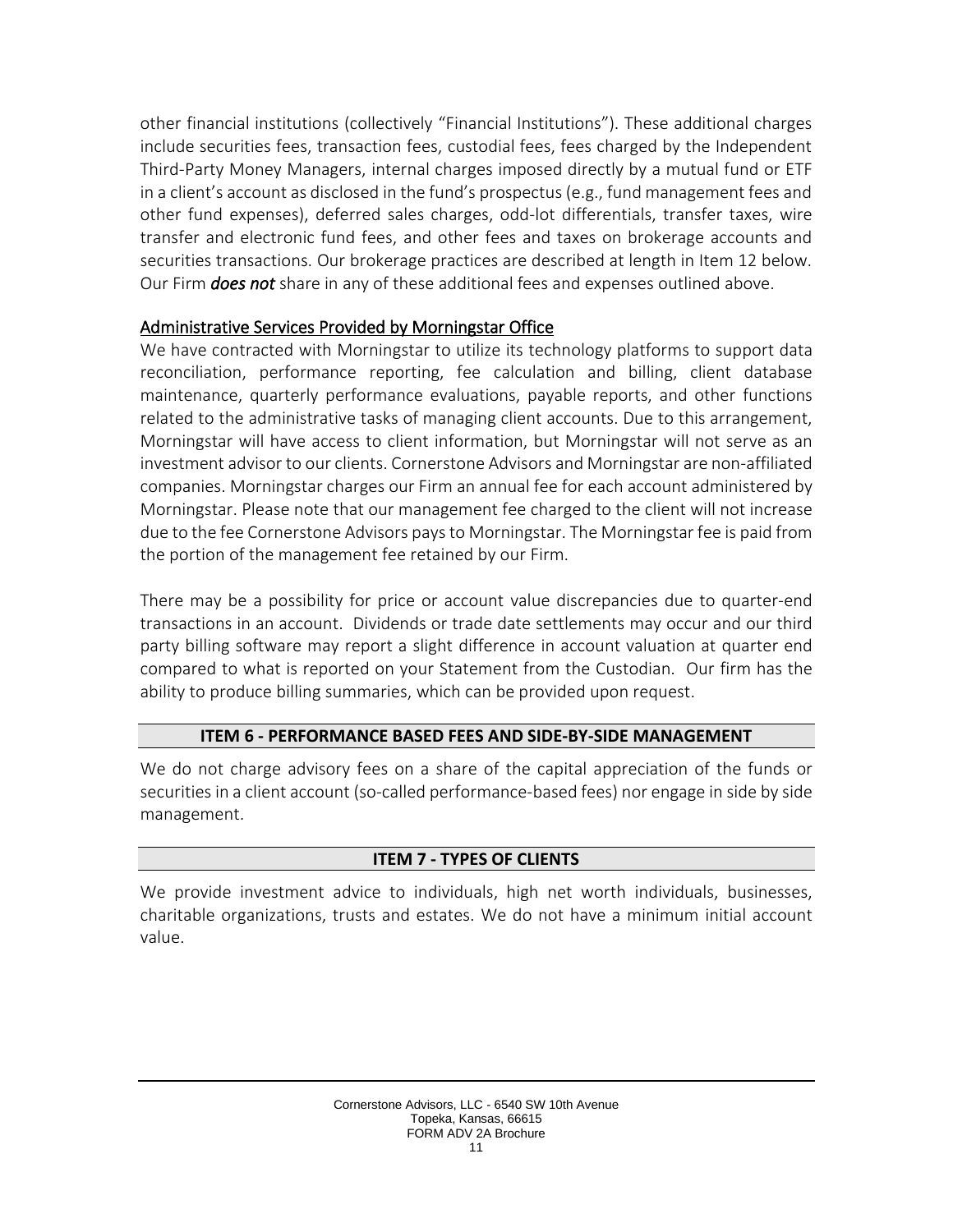other financial institutions (collectively "Financial Institutions"). These additional charges include securities fees, transaction fees, custodial fees, fees charged by the Independent Third-Party Money Managers, internal charges imposed directly by a mutual fund or ETF in a client's account as disclosed in the fund's prospectus (e.g., fund management fees and other fund expenses), deferred sales charges, odd-lot differentials, transfer taxes, wire transfer and electronic fund fees, and other fees and taxes on brokerage accounts and securities transactions. Our brokerage practices are described at length in Item 12 below. Our Firm ***does not*** share in any of these additional fees and expenses outlined above.

<u>Administrative Services Provided by Morningstar Office</u>

We have contracted with Morningstar to utilize its technology platforms to support data reconciliation, performance reporting, fee calculation and billing, client database maintenance, quarterly performance evaluations, payable reports, and other functions related to the administrative tasks of managing client accounts. Due to this arrangement, Morningstar will have access to client information, but Morningstar will not serve as an investment advisor to our clients. Cornerstone Advisors and Morningstar are non-affiliated companies. Morningstar charges our Firm an annual fee for each account administered by Morningstar. Please note that our management fee charged to the client will not increase due to the fee Cornerstone Advisors pays to Morningstar. The Morningstar fee is paid from the portion of the management fee retained by our Firm.

There may be a possibility for price or account value discrepancies due to quarter-end transactions in an account. Dividends or trade date settlements may occur and our third party billing software may report a slight difference in account valuation at quarter end compared to what is reported on your Statement from the Custodian. Our firm has the ability to produce billing summaries, which can be provided upon request.

## ITEM 6 - PERFORMANCE BASED FEES AND SIDE-BY-SIDE MANAGEMENT

We do not charge advisory fees on a share of the capital appreciation of the funds or securities in a client account (so-called performance-based fees) nor engage in side by side management.

## ITEM 7 - TYPES OF CLIENTS

We provide investment advice to individuals, high net worth individuals, businesses, charitable organizations, trusts and estates. We do not have a minimum initial account value.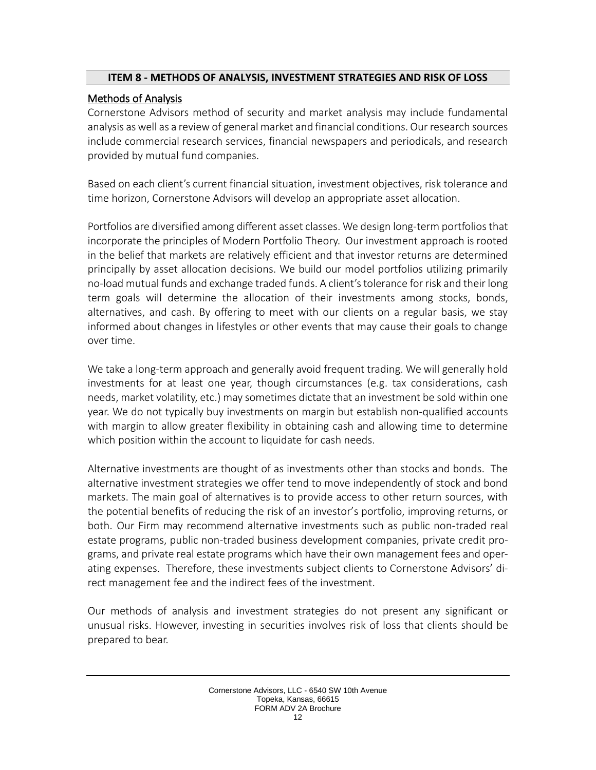## ITEM 8 - METHODS OF ANALYSIS, INVESTMENT STRATEGIES AND RISK OF LOSS

### Methods of Analysis

Cornerstone Advisors method of security and market analysis may include fundamental analysis as well as a review of general market and financial conditions. Our research sources include commercial research services, financial newspapers and periodicals, and research provided by mutual fund companies.

Based on each client's current financial situation, investment objectives, risk tolerance and time horizon, Cornerstone Advisors will develop an appropriate asset allocation.

Portfolios are diversified among different asset classes. We design long-term portfolios that incorporate the principles of Modern Portfolio Theory. Our investment approach is rooted in the belief that markets are relatively efficient and that investor returns are determined principally by asset allocation decisions. We build our model portfolios utilizing primarily no-load mutual funds and exchange traded funds. A client's tolerance for risk and their long term goals will determine the allocation of their investments among stocks, bonds, alternatives, and cash. By offering to meet with our clients on a regular basis, we stay informed about changes in lifestyles or other events that may cause their goals to change over time.

We take a long-term approach and generally avoid frequent trading. We will generally hold investments for at least one year, though circumstances (e.g. tax considerations, cash needs, market volatility, etc.) may sometimes dictate that an investment be sold within one year. We do not typically buy investments on margin but establish non-qualified accounts with margin to allow greater flexibility in obtaining cash and allowing time to determine which position within the account to liquidate for cash needs.

Alternative investments are thought of as investments other than stocks and bonds. The alternative investment strategies we offer tend to move independently of stock and bond markets. The main goal of alternatives is to provide access to other return sources, with the potential benefits of reducing the risk of an investor's portfolio, improving returns, or both. Our Firm may recommend alternative investments such as public non-traded real estate programs, public non-traded business development companies, private credit programs, and private real estate programs which have their own management fees and operating expenses. Therefore, these investments subject clients to Cornerstone Advisors' direct management fee and the indirect fees of the investment.

Our methods of analysis and investment strategies do not present any significant or unusual risks. However, investing in securities involves risk of loss that clients should be prepared to bear.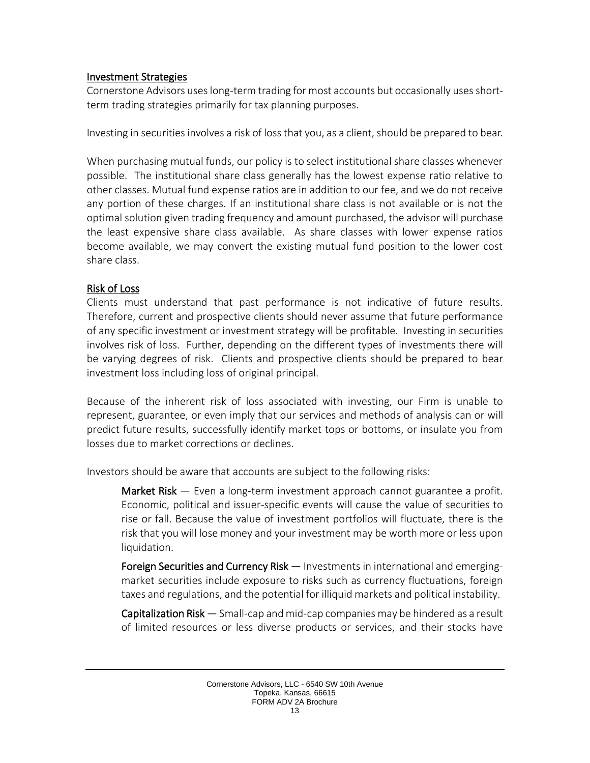## Investment Strategies

Cornerstone Advisors uses long-term trading for most accounts but occasionally uses short-term trading strategies primarily for tax planning purposes.

Investing in securities involves a risk of loss that you, as a client, should be prepared to bear.

When purchasing mutual funds, our policy is to select institutional share classes whenever possible. The institutional share class generally has the lowest expense ratio relative to other classes. Mutual fund expense ratios are in addition to our fee, and we do not receive any portion of these charges. If an institutional share class is not available or is not the optimal solution given trading frequency and amount purchased, the advisor will purchase the least expensive share class available. As share classes with lower expense ratios become available, we may convert the existing mutual fund position to the lower cost share class.

## Risk of Loss

Clients must understand that past performance is not indicative of future results. Therefore, current and prospective clients should never assume that future performance of any specific investment or investment strategy will be profitable. Investing in securities involves risk of loss. Further, depending on the different types of investments there will be varying degrees of risk. Clients and prospective clients should be prepared to bear investment loss including loss of original principal.

Because of the inherent risk of loss associated with investing, our Firm is unable to represent, guarantee, or even imply that our services and methods of analysis can or will predict future results, successfully identify market tops or bottoms, or insulate you from losses due to market corrections or declines.

Investors should be aware that accounts are subject to the following risks:

**Market Risk** — Even a long-term investment approach cannot guarantee a profit. Economic, political and issuer-specific events will cause the value of securities to rise or fall. Because the value of investment portfolios will fluctuate, there is the risk that you will lose money and your investment may be worth more or less upon liquidation.

**Foreign Securities and Currency Risk** — Investments in international and emerging-market securities include exposure to risks such as currency fluctuations, foreign taxes and regulations, and the potential for illiquid markets and political instability.

**Capitalization Risk** — Small-cap and mid-cap companies may be hindered as a result of limited resources or less diverse products or services, and their stocks have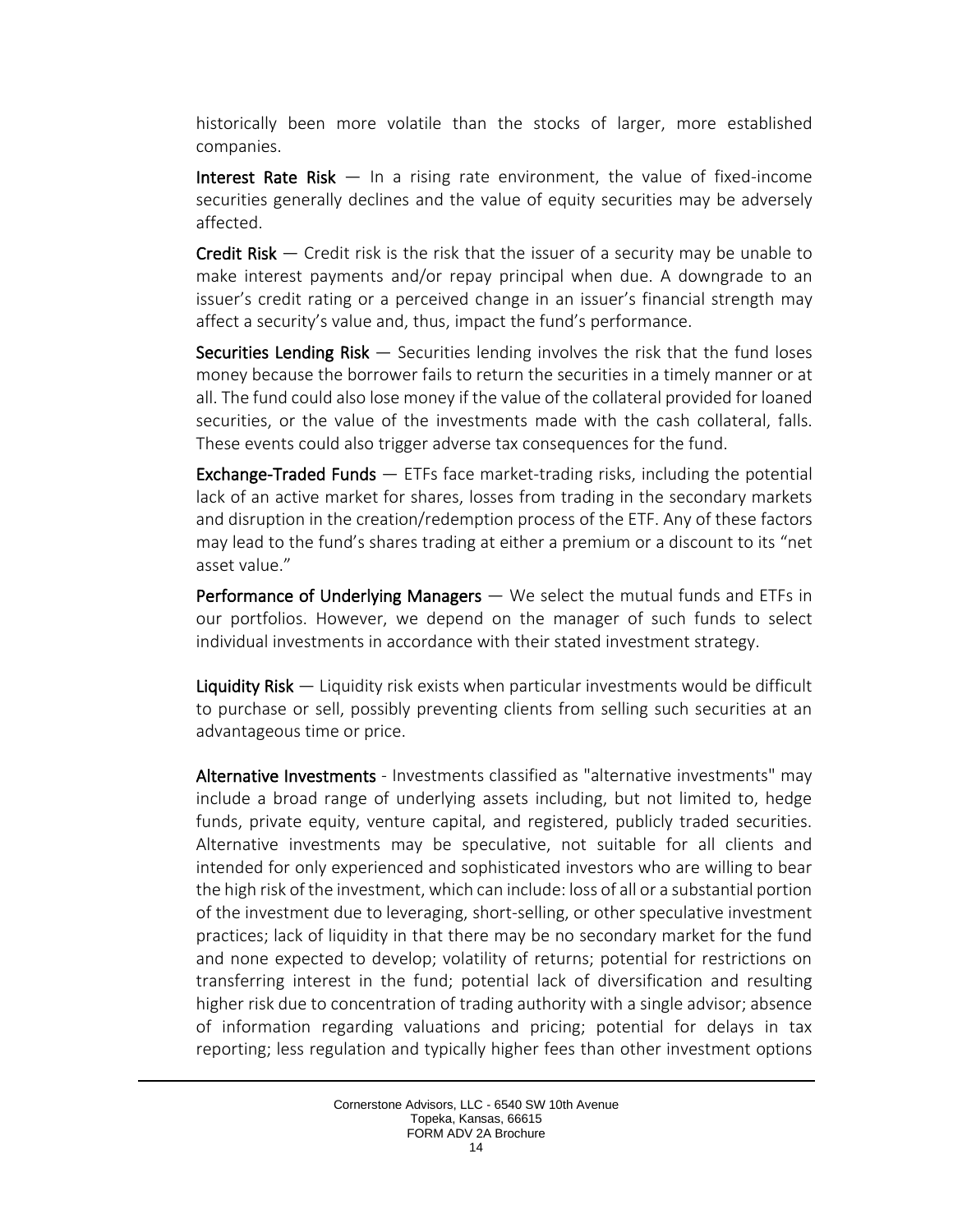historically been more volatile than the stocks of larger, more established companies.

**Interest Rate Risk** — In a rising rate environment, the value of fixed-income securities generally declines and the value of equity securities may be adversely affected.

**Credit Risk** — Credit risk is the risk that the issuer of a security may be unable to make interest payments and/or repay principal when due. A downgrade to an issuer's credit rating or a perceived change in an issuer's financial strength may affect a security's value and, thus, impact the fund's performance.

**Securities Lending Risk** — Securities lending involves the risk that the fund loses money because the borrower fails to return the securities in a timely manner or at all. The fund could also lose money if the value of the collateral provided for loaned securities, or the value of the investments made with the cash collateral, falls. These events could also trigger adverse tax consequences for the fund.

**Exchange-Traded Funds** — ETFs face market-trading risks, including the potential lack of an active market for shares, losses from trading in the secondary markets and disruption in the creation/redemption process of the ETF. Any of these factors may lead to the fund's shares trading at either a premium or a discount to its "net asset value."

**Performance of Underlying Managers** — We select the mutual funds and ETFs in our portfolios. However, we depend on the manager of such funds to select individual investments in accordance with their stated investment strategy.

**Liquidity Risk** — Liquidity risk exists when particular investments would be difficult to purchase or sell, possibly preventing clients from selling such securities at an advantageous time or price.

**Alternative Investments** - Investments classified as "alternative investments" may include a broad range of underlying assets including, but not limited to, hedge funds, private equity, venture capital, and registered, publicly traded securities. Alternative investments may be speculative, not suitable for all clients and intended for only experienced and sophisticated investors who are willing to bear the high risk of the investment, which can include: loss of all or a substantial portion of the investment due to leveraging, short-selling, or other speculative investment practices; lack of liquidity in that there may be no secondary market for the fund and none expected to develop; volatility of returns; potential for restrictions on transferring interest in the fund; potential lack of diversification and resulting higher risk due to concentration of trading authority with a single advisor; absence of information regarding valuations and pricing; potential for delays in tax reporting; less regulation and typically higher fees than other investment options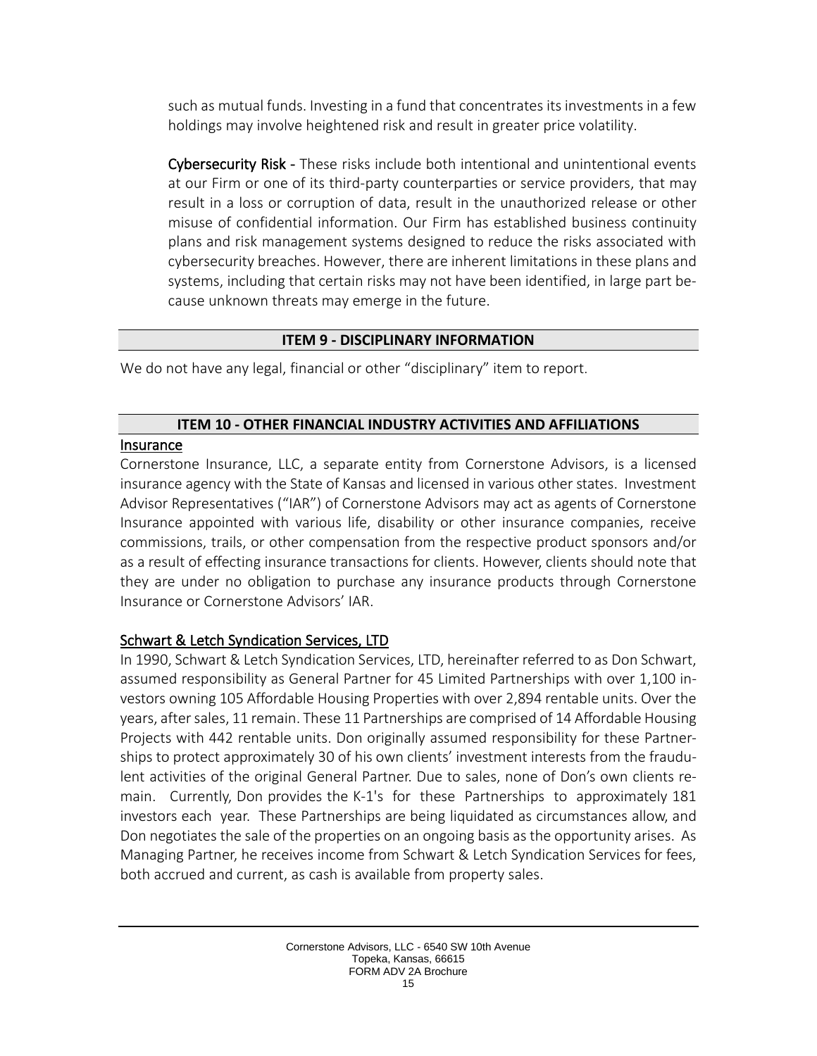such as mutual funds. Investing in a fund that concentrates its investments in a few holdings may involve heightened risk and result in greater price volatility.

**Cybersecurity Risk** - These risks include both intentional and unintentional events at our Firm or one of its third-party counterparties or service providers, that may result in a loss or corruption of data, result in the unauthorized release or other misuse of confidential information. Our Firm has established business continuity plans and risk management systems designed to reduce the risks associated with cybersecurity breaches. However, there are inherent limitations in these plans and systems, including that certain risks may not have been identified, in large part because unknown threats may emerge in the future.

## ITEM 9 - DISCIPLINARY INFORMATION

We do not have any legal, financial or other "disciplinary" item to report.

## ITEM 10 - OTHER FINANCIAL INDUSTRY ACTIVITIES AND AFFILIATIONS

### Insurance

Cornerstone Insurance, LLC, a separate entity from Cornerstone Advisors, is a licensed insurance agency with the State of Kansas and licensed in various other states. Investment Advisor Representatives ("IAR") of Cornerstone Advisors may act as agents of Cornerstone Insurance appointed with various life, disability or other insurance companies, receive commissions, trails, or other compensation from the respective product sponsors and/or as a result of effecting insurance transactions for clients. However, clients should note that they are under no obligation to purchase any insurance products through Cornerstone Insurance or Cornerstone Advisors' IAR.

### Schwart & Letch Syndication Services, LTD

In 1990, Schwart & Letch Syndication Services, LTD, hereinafter referred to as Don Schwart, assumed responsibility as General Partner for 45 Limited Partnerships with over 1,100 investors owning 105 Affordable Housing Properties with over 2,894 rentable units. Over the years, after sales, 11 remain. These 11 Partnerships are comprised of 14 Affordable Housing Projects with 442 rentable units. Don originally assumed responsibility for these Partnerships to protect approximately 30 of his own clients' investment interests from the fraudulent activities of the original General Partner. Due to sales, none of Don's own clients remain. Currently, Don provides the K-1's for these Partnerships to approximately 181 investors each year. These Partnerships are being liquidated as circumstances allow, and Don negotiates the sale of the properties on an ongoing basis as the opportunity arises. As Managing Partner, he receives income from Schwart & Letch Syndication Services for fees, both accrued and current, as cash is available from property sales.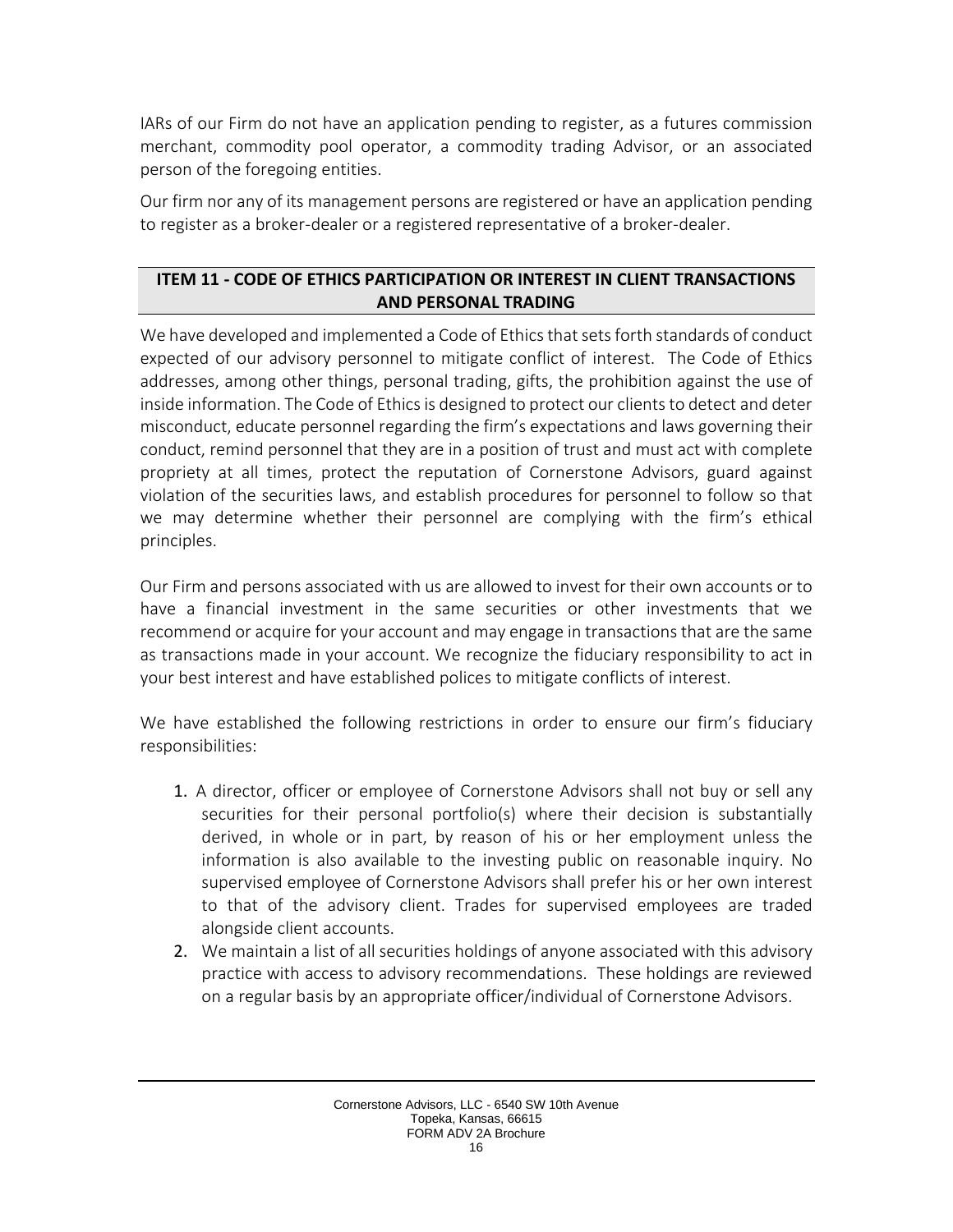IARs of our Firm do not have an application pending to register, as a futures commission merchant, commodity pool operator, a commodity trading Advisor, or an associated person of the foregoing entities.

Our firm nor any of its management persons are registered or have an application pending to register as a broker-dealer or a registered representative of a broker-dealer.

## ITEM 11 - CODE OF ETHICS PARTICIPATION OR INTEREST IN CLIENT TRANSACTIONS AND PERSONAL TRADING

We have developed and implemented a Code of Ethics that sets forth standards of conduct expected of our advisory personnel to mitigate conflict of interest. The Code of Ethics addresses, among other things, personal trading, gifts, the prohibition against the use of inside information. The Code of Ethics is designed to protect our clients to detect and deter misconduct, educate personnel regarding the firm's expectations and laws governing their conduct, remind personnel that they are in a position of trust and must act with complete propriety at all times, protect the reputation of Cornerstone Advisors, guard against violation of the securities laws, and establish procedures for personnel to follow so that we may determine whether their personnel are complying with the firm's ethical principles.

Our Firm and persons associated with us are allowed to invest for their own accounts or to have a financial investment in the same securities or other investments that we recommend or acquire for your account and may engage in transactions that are the same as transactions made in your account. We recognize the fiduciary responsibility to act in your best interest and have established polices to mitigate conflicts of interest.

We have established the following restrictions in order to ensure our firm's fiduciary responsibilities:

1. A director, officer or employee of Cornerstone Advisors shall not buy or sell any securities for their personal portfolio(s) where their decision is substantially derived, in whole or in part, by reason of his or her employment unless the information is also available to the investing public on reasonable inquiry. No supervised employee of Cornerstone Advisors shall prefer his or her own interest to that of the advisory client. Trades for supervised employees are traded alongside client accounts.
2. We maintain a list of all securities holdings of anyone associated with this advisory practice with access to advisory recommendations. These holdings are reviewed on a regular basis by an appropriate officer/individual of Cornerstone Advisors.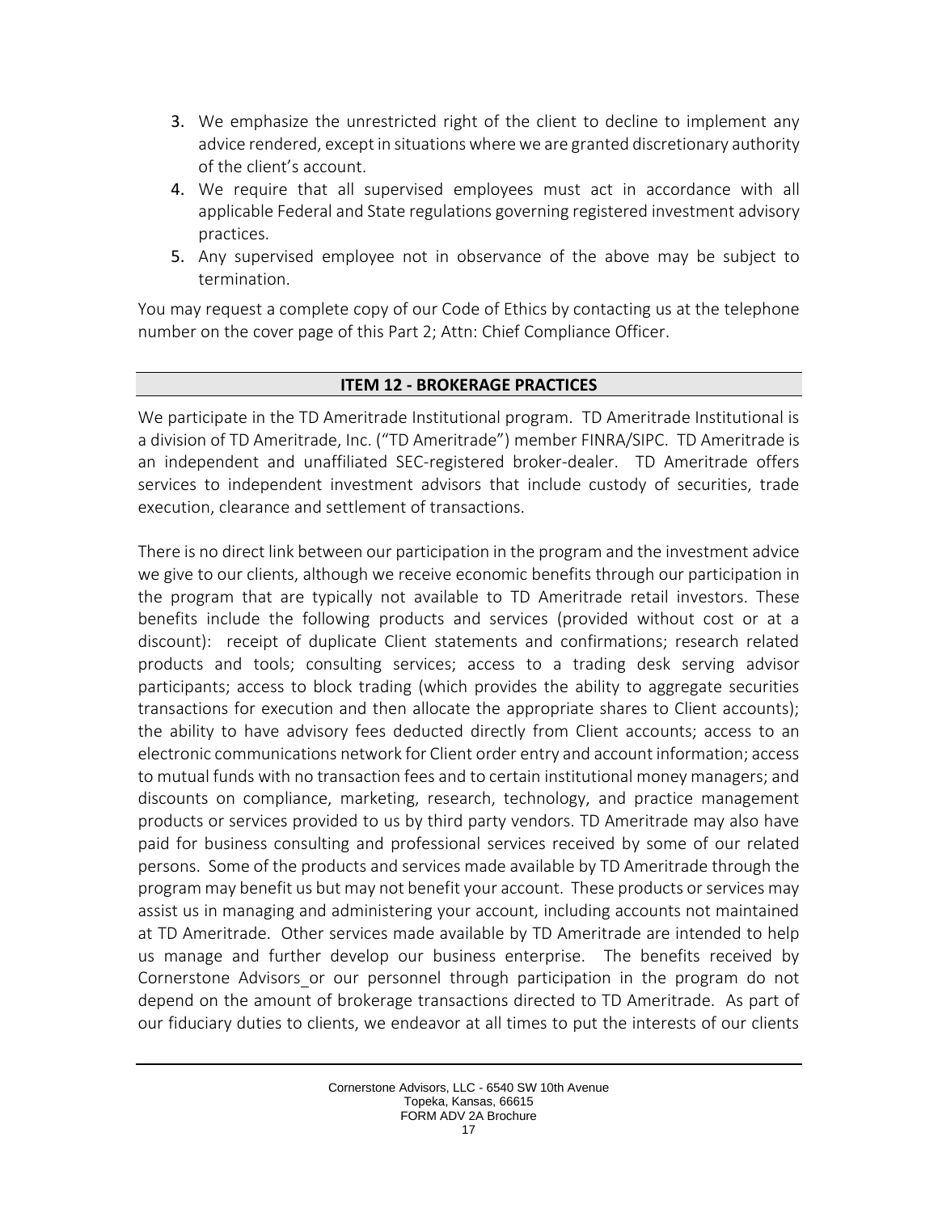3. We emphasize the unrestricted right of the client to decline to implement any advice rendered, except in situations where we are granted discretionary authority of the client's account.
4. We require that all supervised employees must act in accordance with all applicable Federal and State regulations governing registered investment advisory practices.
5. Any supervised employee not in observance of the above may be subject to termination.

You may request a complete copy of our Code of Ethics by contacting us at the telephone number on the cover page of this Part 2; Attn: Chief Compliance Officer.

## ITEM 12 - BROKERAGE PRACTICES

We participate in the TD Ameritrade Institutional program. TD Ameritrade Institutional is a division of TD Ameritrade, Inc. ("TD Ameritrade") member FINRA/SIPC. TD Ameritrade is an independent and unaffiliated SEC-registered broker-dealer. TD Ameritrade offers services to independent investment advisors that include custody of securities, trade execution, clearance and settlement of transactions.

There is no direct link between our participation in the program and the investment advice we give to our clients, although we receive economic benefits through our participation in the program that are typically not available to TD Ameritrade retail investors. These benefits include the following products and services (provided without cost or at a discount): receipt of duplicate Client statements and confirmations; research related products and tools; consulting services; access to a trading desk serving advisor participants; access to block trading (which provides the ability to aggregate securities transactions for execution and then allocate the appropriate shares to Client accounts); the ability to have advisory fees deducted directly from Client accounts; access to an electronic communications network for Client order entry and account information; access to mutual funds with no transaction fees and to certain institutional money managers; and discounts on compliance, marketing, research, technology, and practice management products or services provided to us by third party vendors. TD Ameritrade may also have paid for business consulting and professional services received by some of our related persons. Some of the products and services made available by TD Ameritrade through the program may benefit us but may not benefit your account. These products or services may assist us in managing and administering your account, including accounts not maintained at TD Ameritrade. Other services made available by TD Ameritrade are intended to help us manage and further develop our business enterprise. The benefits received by Cornerstone Advisors or our personnel through participation in the program do not depend on the amount of brokerage transactions directed to TD Ameritrade. As part of our fiduciary duties to clients, we endeavor at all times to put the interests of our clients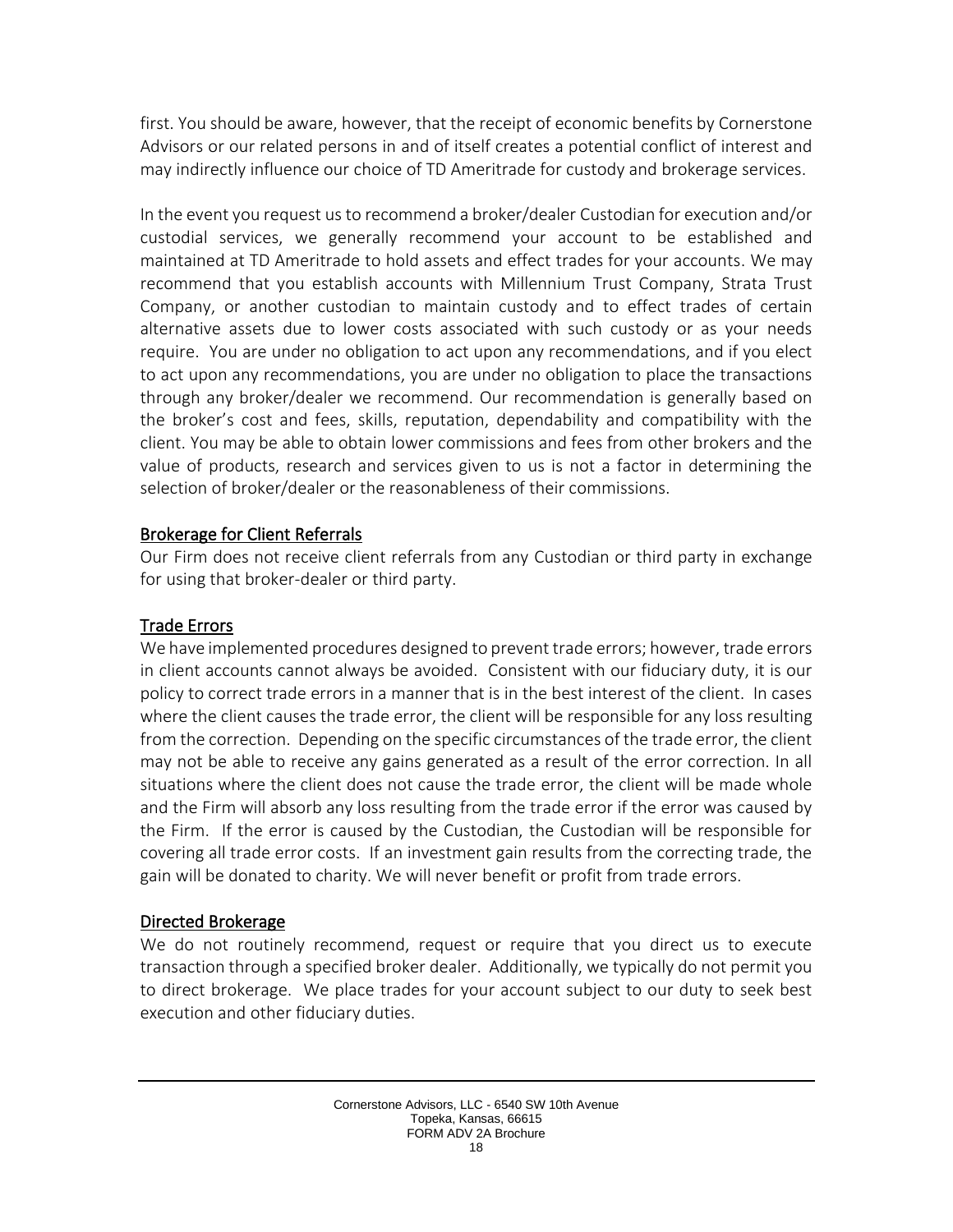first. You should be aware, however, that the receipt of economic benefits by Cornerstone Advisors or our related persons in and of itself creates a potential conflict of interest and may indirectly influence our choice of TD Ameritrade for custody and brokerage services.

In the event you request us to recommend a broker/dealer Custodian for execution and/or custodial services, we generally recommend your account to be established and maintained at TD Ameritrade to hold assets and effect trades for your accounts. We may recommend that you establish accounts with Millennium Trust Company, Strata Trust Company, or another custodian to maintain custody and to effect trades of certain alternative assets due to lower costs associated with such custody or as your needs require. You are under no obligation to act upon any recommendations, and if you elect to act upon any recommendations, you are under no obligation to place the transactions through any broker/dealer we recommend. Our recommendation is generally based on the broker's cost and fees, skills, reputation, dependability and compatibility with the client. You may be able to obtain lower commissions and fees from other brokers and the value of products, research and services given to us is not a factor in determining the selection of broker/dealer or the reasonableness of their commissions.

## Brokerage for Client Referrals

Our Firm does not receive client referrals from any Custodian or third party in exchange for using that broker-dealer or third party.

## Trade Errors

We have implemented procedures designed to prevent trade errors; however, trade errors in client accounts cannot always be avoided. Consistent with our fiduciary duty, it is our policy to correct trade errors in a manner that is in the best interest of the client. In cases where the client causes the trade error, the client will be responsible for any loss resulting from the correction. Depending on the specific circumstances of the trade error, the client may not be able to receive any gains generated as a result of the error correction. In all situations where the client does not cause the trade error, the client will be made whole and the Firm will absorb any loss resulting from the trade error if the error was caused by the Firm. If the error is caused by the Custodian, the Custodian will be responsible for covering all trade error costs. If an investment gain results from the correcting trade, the gain will be donated to charity. We will never benefit or profit from trade errors.

## Directed Brokerage

We do not routinely recommend, request or require that you direct us to execute transaction through a specified broker dealer. Additionally, we typically do not permit you to direct brokerage. We place trades for your account subject to our duty to seek best execution and other fiduciary duties.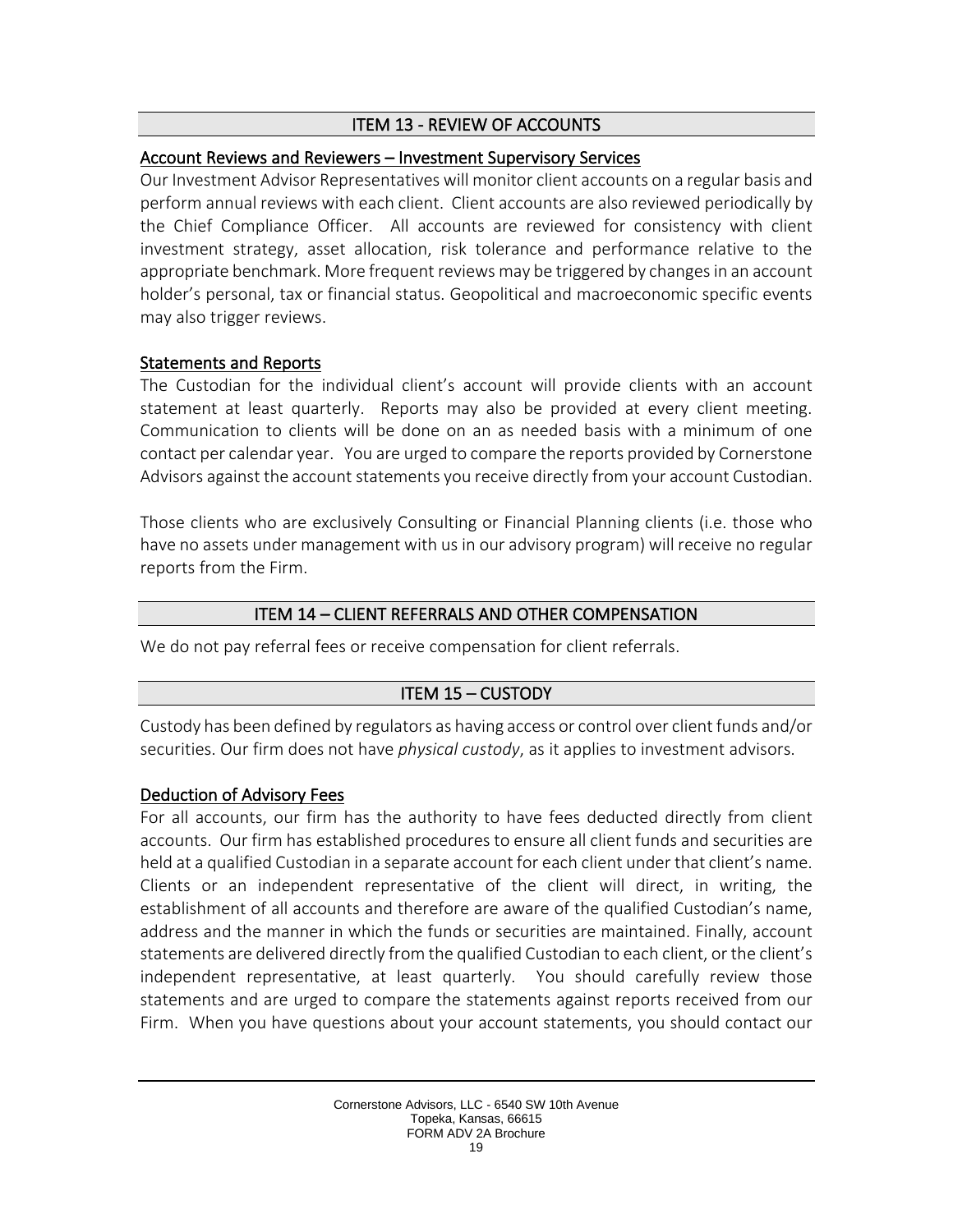## ITEM 13 - REVIEW OF ACCOUNTS

### Account Reviews and Reviewers – Investment Supervisory Services

Our Investment Advisor Representatives will monitor client accounts on a regular basis and perform annual reviews with each client. Client accounts are also reviewed periodically by the Chief Compliance Officer. All accounts are reviewed for consistency with client investment strategy, asset allocation, risk tolerance and performance relative to the appropriate benchmark. More frequent reviews may be triggered by changes in an account holder's personal, tax or financial status. Geopolitical and macroeconomic specific events may also trigger reviews.

### Statements and Reports

The Custodian for the individual client's account will provide clients with an account statement at least quarterly. Reports may also be provided at every client meeting. Communication to clients will be done on an as needed basis with a minimum of one contact per calendar year. You are urged to compare the reports provided by Cornerstone Advisors against the account statements you receive directly from your account Custodian.

Those clients who are exclusively Consulting or Financial Planning clients (i.e. those who have no assets under management with us in our advisory program) will receive no regular reports from the Firm.

## ITEM 14 – CLIENT REFERRALS AND OTHER COMPENSATION

We do not pay referral fees or receive compensation for client referrals.

## ITEM 15 – CUSTODY

Custody has been defined by regulators as having access or control over client funds and/or securities. Our firm does not have *physical custody*, as it applies to investment advisors.

### Deduction of Advisory Fees

For all accounts, our firm has the authority to have fees deducted directly from client accounts. Our firm has established procedures to ensure all client funds and securities are held at a qualified Custodian in a separate account for each client under that client's name. Clients or an independent representative of the client will direct, in writing, the establishment of all accounts and therefore are aware of the qualified Custodian's name, address and the manner in which the funds or securities are maintained. Finally, account statements are delivered directly from the qualified Custodian to each client, or the client's independent representative, at least quarterly. You should carefully review those statements and are urged to compare the statements against reports received from our Firm. When you have questions about your account statements, you should contact our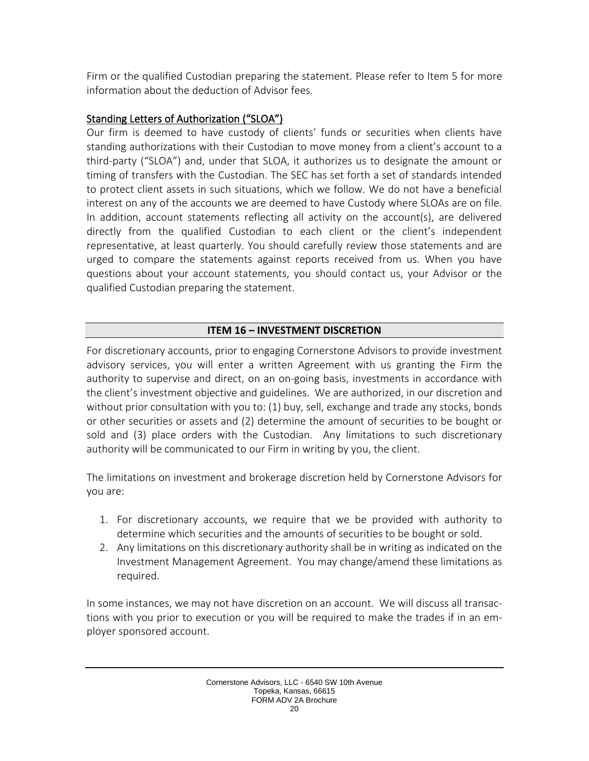Firm or the qualified Custodian preparing the statement. Please refer to Item 5 for more information about the deduction of Advisor fees.

### Standing Letters of Authorization ("SLOA")

Our firm is deemed to have custody of clients' funds or securities when clients have standing authorizations with their Custodian to move money from a client's account to a third-party ("SLOA") and, under that SLOA, it authorizes us to designate the amount or timing of transfers with the Custodian. The SEC has set forth a set of standards intended to protect client assets in such situations, which we follow. We do not have a beneficial interest on any of the accounts we are deemed to have Custody where SLOAs are on file. In addition, account statements reflecting all activity on the account(s), are delivered directly from the qualified Custodian to each client or the client's independent representative, at least quarterly. You should carefully review those statements and are urged to compare the statements against reports received from us. When you have questions about your account statements, you should contact us, your Advisor or the qualified Custodian preparing the statement.

## ITEM 16 – INVESTMENT DISCRETION

For discretionary accounts, prior to engaging Cornerstone Advisors to provide investment advisory services, you will enter a written Agreement with us granting the Firm the authority to supervise and direct, on an on-going basis, investments in accordance with the client's investment objective and guidelines. We are authorized, in our discretion and without prior consultation with you to: (1) buy, sell, exchange and trade any stocks, bonds or other securities or assets and (2) determine the amount of securities to be bought or sold and (3) place orders with the Custodian. Any limitations to such discretionary authority will be communicated to our Firm in writing by you, the client.

The limitations on investment and brokerage discretion held by Cornerstone Advisors for you are:

1. For discretionary accounts, we require that we be provided with authority to determine which securities and the amounts of securities to be bought or sold.
2. Any limitations on this discretionary authority shall be in writing as indicated on the Investment Management Agreement. You may change/amend these limitations as required.

In some instances, we may not have discretion on an account. We will discuss all transactions with you prior to execution or you will be required to make the trades if in an employer sponsored account.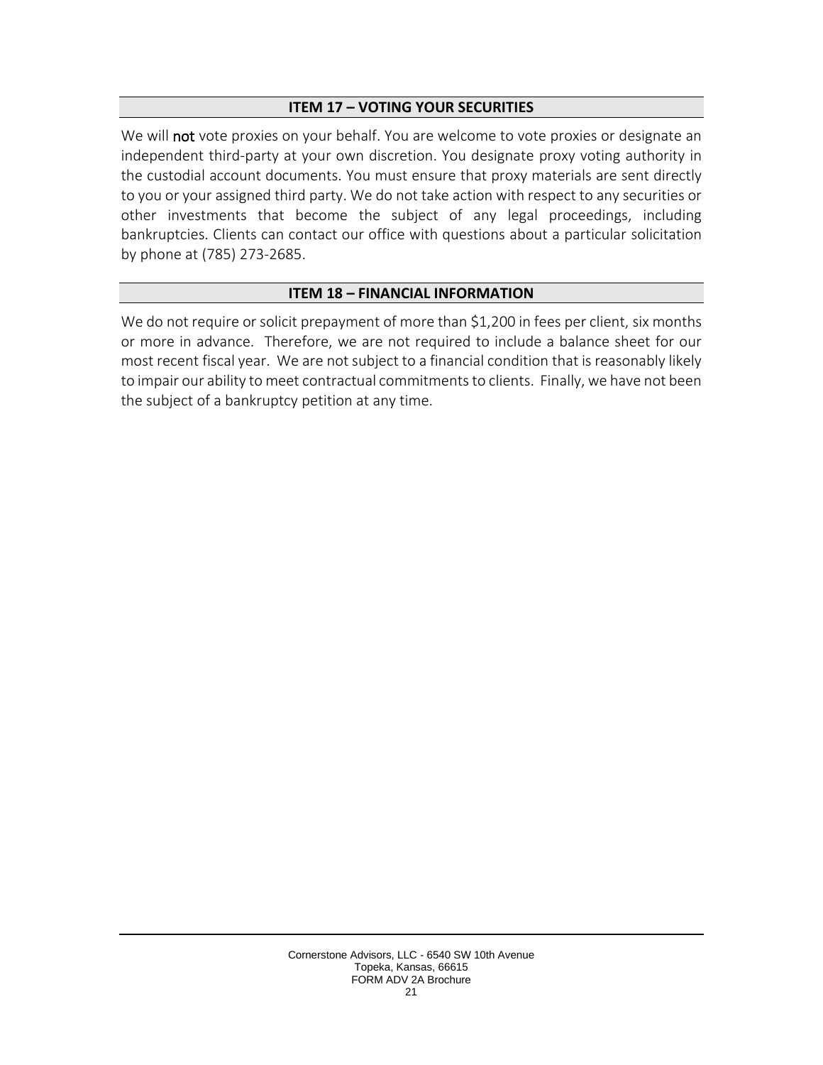## ITEM 17 – VOTING YOUR SECURITIES

We will **not** vote proxies on your behalf. You are welcome to vote proxies or designate an independent third-party at your own discretion. You designate proxy voting authority in the custodial account documents. You must ensure that proxy materials are sent directly to you or your assigned third party. We do not take action with respect to any securities or other investments that become the subject of any legal proceedings, including bankruptcies. Clients can contact our office with questions about a particular solicitation by phone at (785) 273-2685.

## ITEM 18 – FINANCIAL INFORMATION

We do not require or solicit prepayment of more than $1,200 in fees per client, six months or more in advance. Therefore, we are not required to include a balance sheet for our most recent fiscal year. We are not subject to a financial condition that is reasonably likely to impair our ability to meet contractual commitments to clients. Finally, we have not been the subject of a bankruptcy petition at any time.